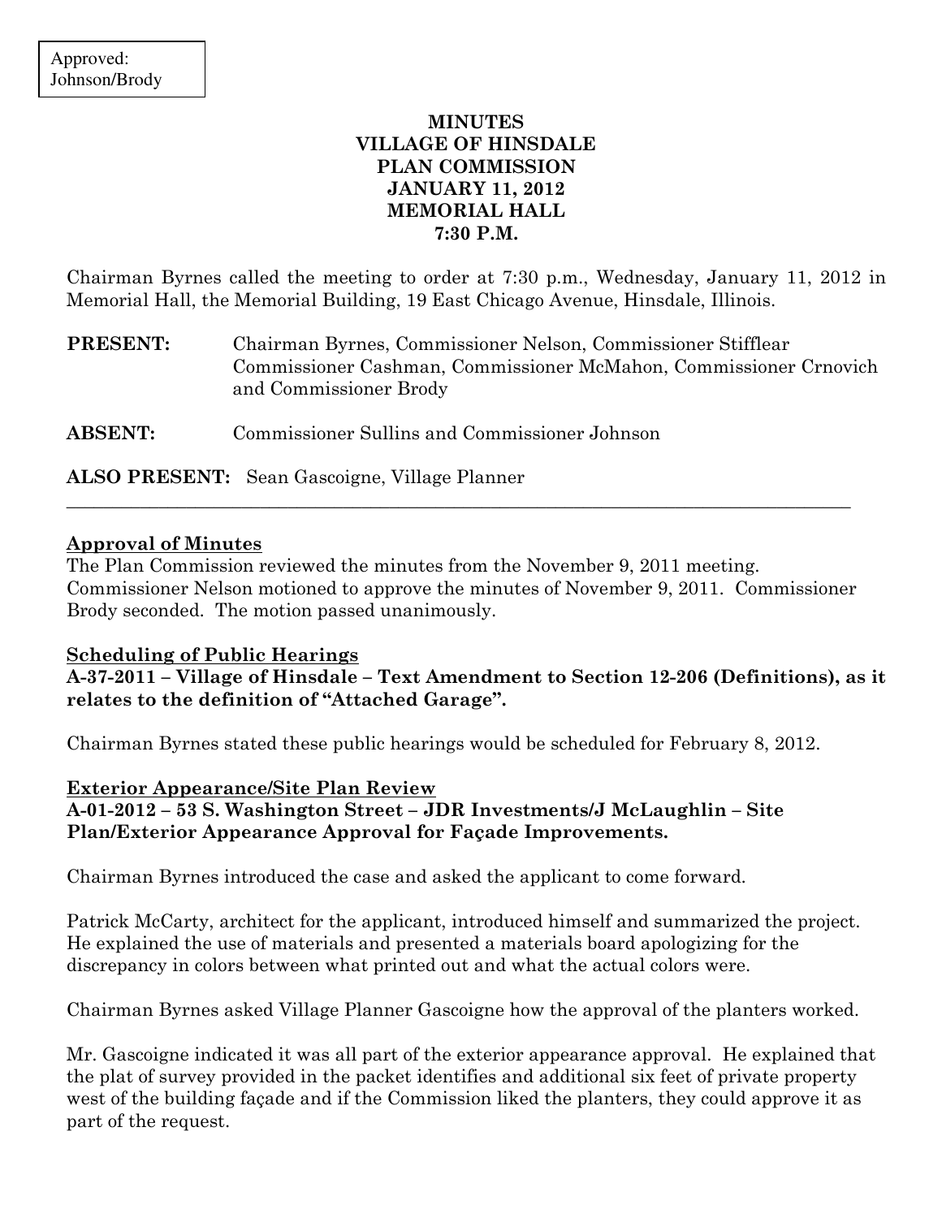Approved:
Johnson/Brody

# MINUTES
# VILLAGE OF HINSDALE
# PLAN COMMISSION
# JANUARY 11, 2012
# MEMORIAL HALL
# 7:30 P.M.

Chairman Byrnes called the meeting to order at 7:30 p.m., Wednesday, January 11, 2012 in Memorial Hall, the Memorial Building, 19 East Chicago Avenue, Hinsdale, Illinois.

**PRESENT:** Chairman Byrnes, Commissioner Nelson, Commissioner Stifflear Commissioner Cashman, Commissioner McMahon, Commissioner Crnovich and Commissioner Brody

**ABSENT:** Commissioner Sullins and Commissioner Johnson

**ALSO PRESENT:** Sean Gascoigne, Village Planner

---

**Approval of Minutes**

The Plan Commission reviewed the minutes from the November 9, 2011 meeting. Commissioner Nelson motioned to approve the minutes of November 9, 2011. Commissioner Brody seconded. The motion passed unanimously.

**Scheduling of Public Hearings**

**A-37-2011 – Village of Hinsdale – Text Amendment to Section 12-206 (Definitions), as it relates to the definition of "Attached Garage".**

Chairman Byrnes stated these public hearings would be scheduled for February 8, 2012.

**Exterior Appearance/Site Plan Review**

**A-01-2012 – 53 S. Washington Street – JDR Investments/J McLaughlin – Site Plan/Exterior Appearance Approval for Façade Improvements.**

Chairman Byrnes introduced the case and asked the applicant to come forward.

Patrick McCarty, architect for the applicant, introduced himself and summarized the project. He explained the use of materials and presented a materials board apologizing for the discrepancy in colors between what printed out and what the actual colors were.

Chairman Byrnes asked Village Planner Gascoigne how the approval of the planters worked.

Mr. Gascoigne indicated it was all part of the exterior appearance approval. He explained that the plat of survey provided in the packet identifies and additional six feet of private property west of the building façade and if the Commission liked the planters, they could approve it as part of the request.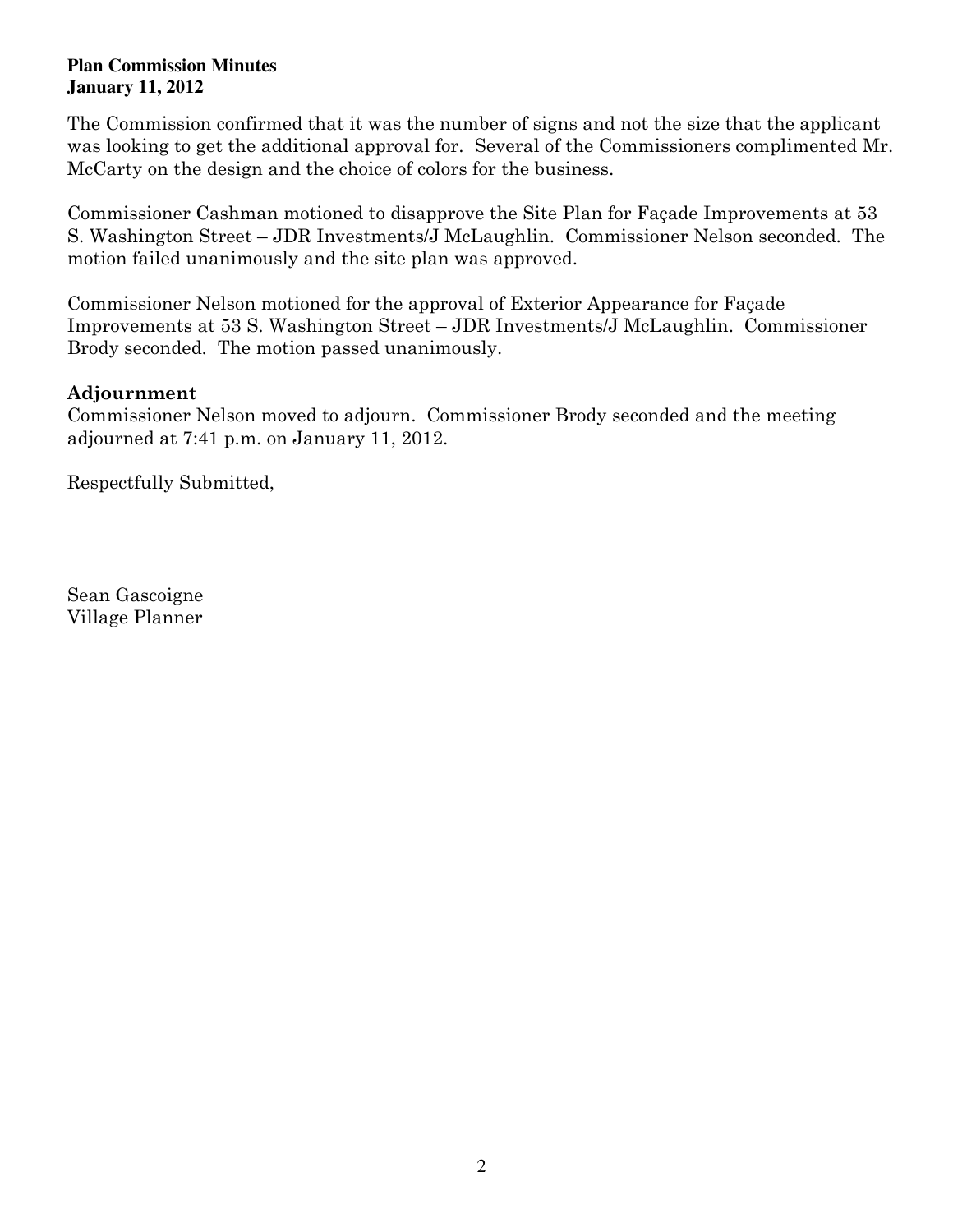The Commission confirmed that it was the number of signs and not the size that the applicant was looking to get the additional approval for. Several of the Commissioners complimented Mr. McCarty on the design and the choice of colors for the business.

Commissioner Cashman motioned to disapprove the Site Plan for Façade Improvements at 53 S. Washington Street – JDR Investments/J McLaughlin. Commissioner Nelson seconded. The motion failed unanimously and the site plan was approved.

Commissioner Nelson motioned for the approval of Exterior Appearance for Façade Improvements at 53 S. Washington Street – JDR Investments/J McLaughlin. Commissioner Brody seconded. The motion passed unanimously.

## Adjournment

Commissioner Nelson moved to adjourn. Commissioner Brody seconded and the meeting adjourned at 7:41 p.m. on January 11, 2012.

Respectfully Submitted,

Sean Gascoigne
Village Planner